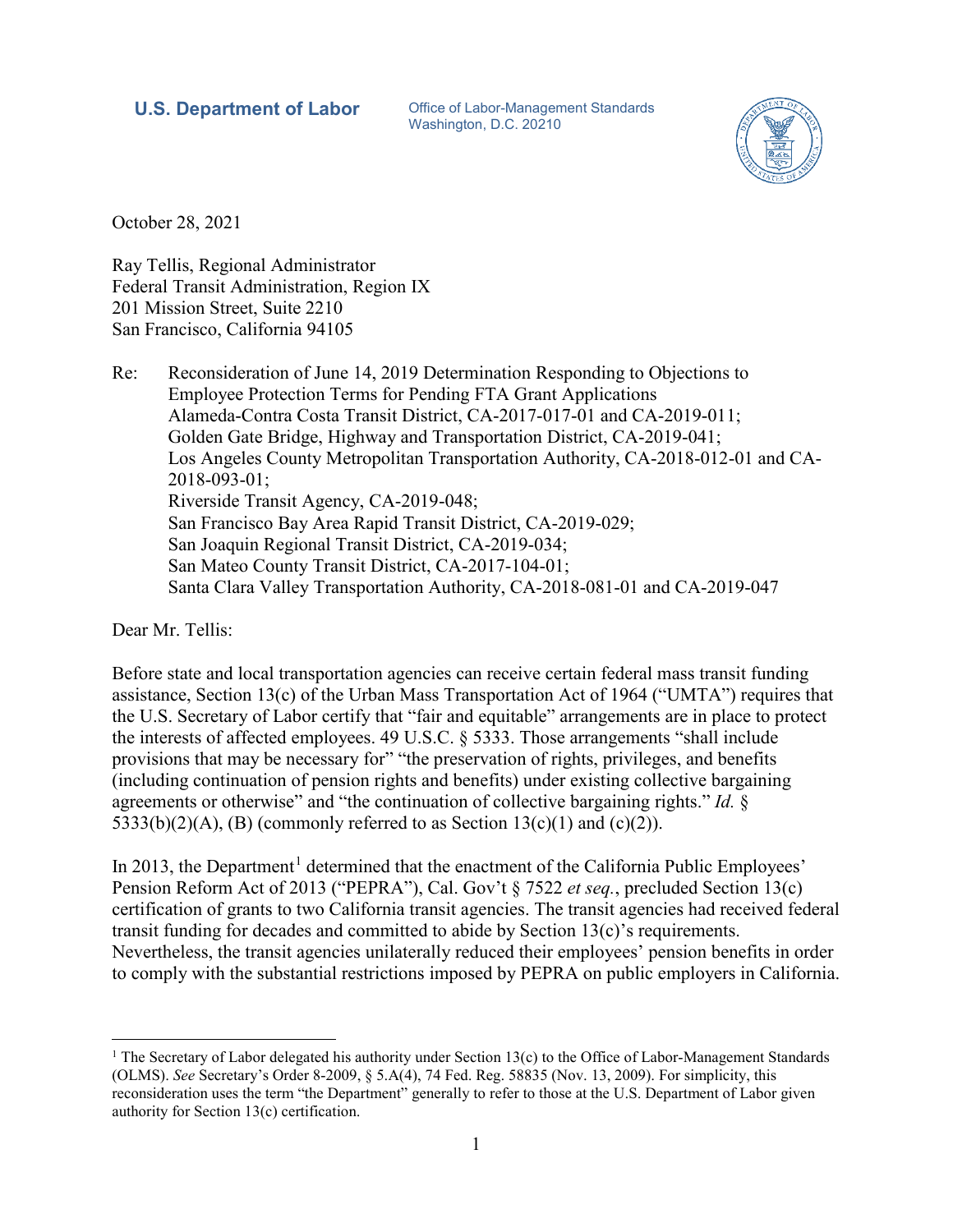**U.S. Department of Labor**

Office of Labor-Management Standards
Washington, D.C. 20210

October 28, 2021

Ray Tellis, Regional Administrator
Federal Transit Administration, Region IX
201 Mission Street, Suite 2210
San Francisco, California 94105

Re: Reconsideration of June 14, 2019 Determination Responding to Objections to Employee Protection Terms for Pending FTA Grant Applications
Alameda-Contra Costa Transit District, CA-2017-017-01 and CA-2019-011;
Golden Gate Bridge, Highway and Transportation District, CA-2019-041;
Los Angeles County Metropolitan Transportation Authority, CA-2018-012-01 and CA-2018-093-01;
Riverside Transit Agency, CA-2019-048;
San Francisco Bay Area Rapid Transit District, CA-2019-029;
San Joaquin Regional Transit District, CA-2019-034;
San Mateo County Transit District, CA-2017-104-01;
Santa Clara Valley Transportation Authority, CA-2018-081-01 and CA-2019-047

Dear Mr. Tellis:

Before state and local transportation agencies can receive certain federal mass transit funding assistance, Section 13(c) of the Urban Mass Transportation Act of 1964 ("UMTA") requires that the U.S. Secretary of Labor certify that "fair and equitable" arrangements are in place to protect the interests of affected employees. 49 U.S.C. § 5333. Those arrangements "shall include provisions that may be necessary for" "the preservation of rights, privileges, and benefits (including continuation of pension rights and benefits) under existing collective bargaining agreements or otherwise" and "the continuation of collective bargaining rights." *Id.* § 5333(b)(2)(A), (B) (commonly referred to as Section 13(c)(1) and (c)(2)).

In 2013, the Department[1] determined that the enactment of the California Public Employees' Pension Reform Act of 2013 ("PEPRA"), Cal. Gov't § 7522 *et seq.*, precluded Section 13(c) certification of grants to two California transit agencies. The transit agencies had received federal transit funding for decades and committed to abide by Section 13(c)'s requirements. Nevertheless, the transit agencies unilaterally reduced their employees' pension benefits in order to comply with the substantial restrictions imposed by PEPRA on public employers in California.

[1] The Secretary of Labor delegated his authority under Section 13(c) to the Office of Labor-Management Standards (OLMS). *See* Secretary's Order 8-2009, § 5.A(4), 74 Fed. Reg. 58835 (Nov. 13, 2009). For simplicity, this reconsideration uses the term "the Department" generally to refer to those at the U.S. Department of Labor given authority for Section 13(c) certification.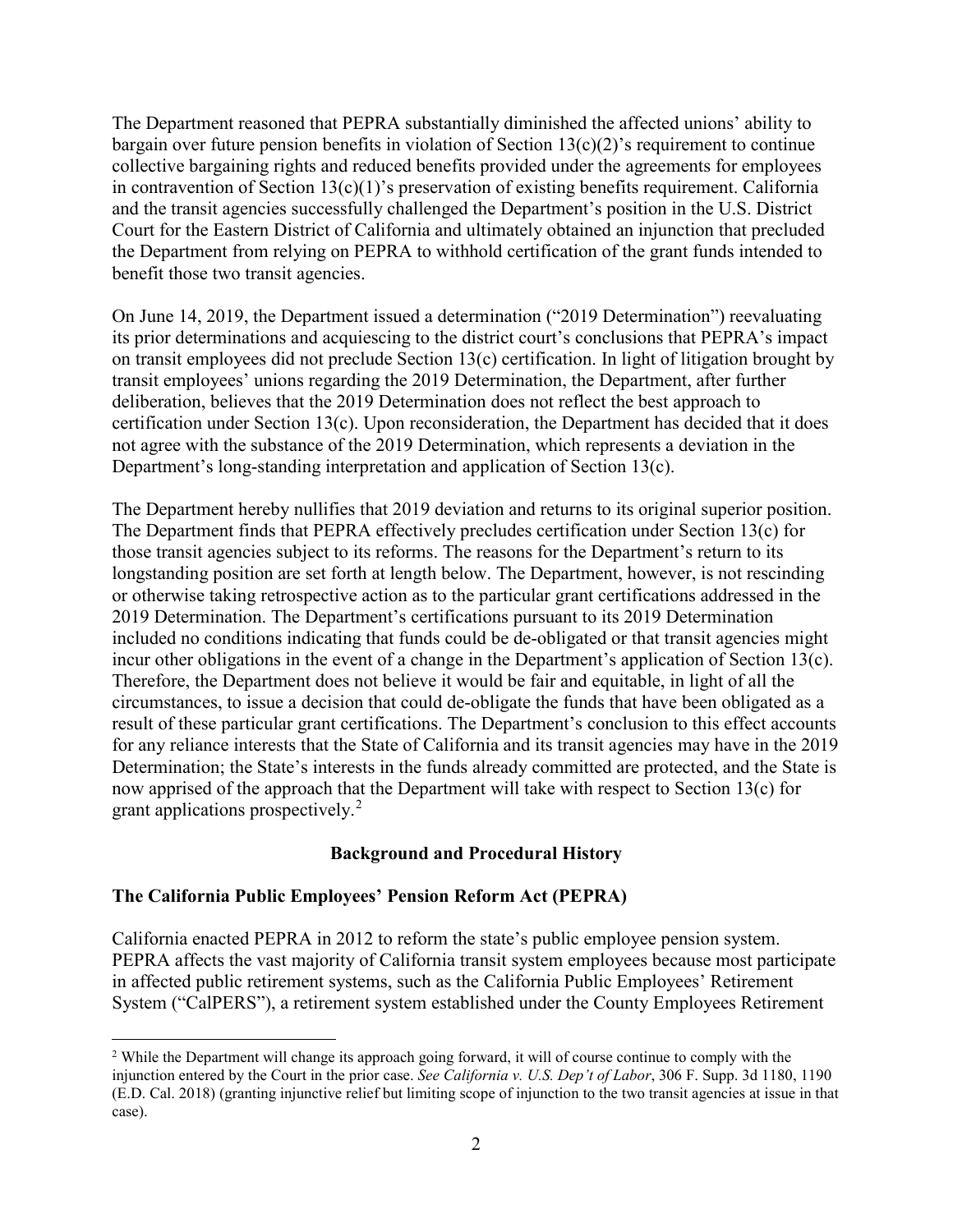The Department reasoned that PEPRA substantially diminished the affected unions' ability to bargain over future pension benefits in violation of Section 13(c)(2)'s requirement to continue collective bargaining rights and reduced benefits provided under the agreements for employees in contravention of Section 13(c)(1)'s preservation of existing benefits requirement. California and the transit agencies successfully challenged the Department's position in the U.S. District Court for the Eastern District of California and ultimately obtained an injunction that precluded the Department from relying on PEPRA to withhold certification of the grant funds intended to benefit those two transit agencies.

On June 14, 2019, the Department issued a determination ("2019 Determination") reevaluating its prior determinations and acquiescing to the district court's conclusions that PEPRA's impact on transit employees did not preclude Section 13(c) certification. In light of litigation brought by transit employees' unions regarding the 2019 Determination, the Department, after further deliberation, believes that the 2019 Determination does not reflect the best approach to certification under Section 13(c). Upon reconsideration, the Department has decided that it does not agree with the substance of the 2019 Determination, which represents a deviation in the Department's long-standing interpretation and application of Section 13(c).

The Department hereby nullifies that 2019 deviation and returns to its original superior position. The Department finds that PEPRA effectively precludes certification under Section 13(c) for those transit agencies subject to its reforms. The reasons for the Department's return to its longstanding position are set forth at length below. The Department, however, is not rescinding or otherwise taking retrospective action as to the particular grant certifications addressed in the 2019 Determination. The Department's certifications pursuant to its 2019 Determination included no conditions indicating that funds could be de-obligated or that transit agencies might incur other obligations in the event of a change in the Department's application of Section 13(c). Therefore, the Department does not believe it would be fair and equitable, in light of all the circumstances, to issue a decision that could de-obligate the funds that have been obligated as a result of these particular grant certifications. The Department's conclusion to this effect accounts for any reliance interests that the State of California and its transit agencies may have in the 2019 Determination; the State's interests in the funds already committed are protected, and the State is now apprised of the approach that the Department will take with respect to Section 13(c) for grant applications prospectively.[2]

## Background and Procedural History

### The California Public Employees' Pension Reform Act (PEPRA)

California enacted PEPRA in 2012 to reform the state's public employee pension system. PEPRA affects the vast majority of California transit system employees because most participate in affected public retirement systems, such as the California Public Employees' Retirement System ("CalPERS"), a retirement system established under the County Employees Retirement

[2] While the Department will change its approach going forward, it will of course continue to comply with the injunction entered by the Court in the prior case. *See California v. U.S. Dep't of Labor*, 306 F. Supp. 3d 1180, 1190 (E.D. Cal. 2018) (granting injunctive relief but limiting scope of injunction to the two transit agencies at issue in that case).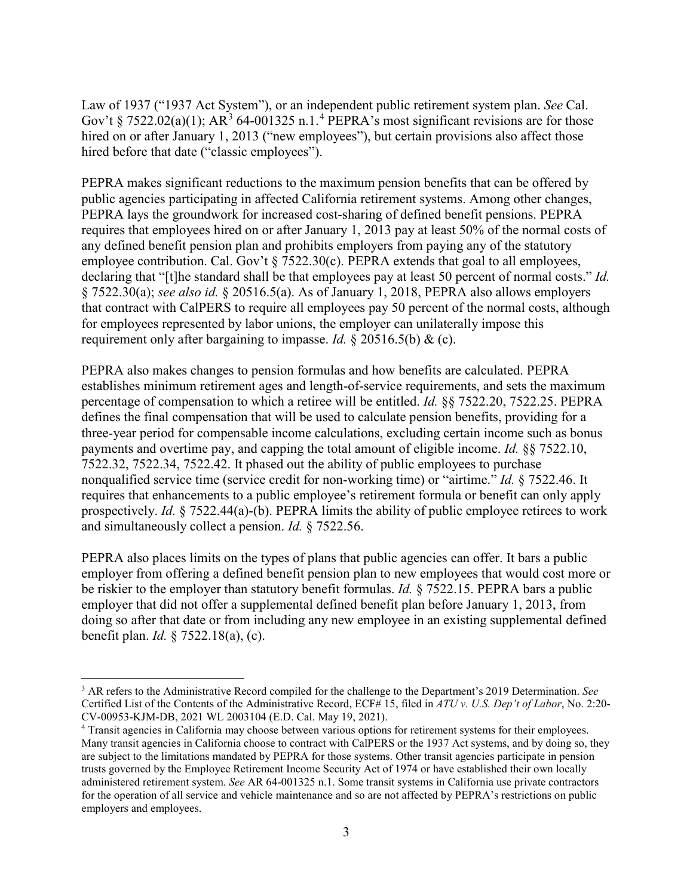Law of 1937 ("1937 Act System"), or an independent public retirement system plan. *See* Cal. Gov't § 7522.02(a)(1); AR[3] 64-001325 n.1.[4] PEPRA's most significant revisions are for those hired on or after January 1, 2013 ("new employees"), but certain provisions also affect those hired before that date ("classic employees").

PEPRA makes significant reductions to the maximum pension benefits that can be offered by public agencies participating in affected California retirement systems. Among other changes, PEPRA lays the groundwork for increased cost-sharing of defined benefit pensions. PEPRA requires that employees hired on or after January 1, 2013 pay at least 50% of the normal costs of any defined benefit pension plan and prohibits employers from paying any of the statutory employee contribution. Cal. Gov't § 7522.30(c). PEPRA extends that goal to all employees, declaring that "[t]he standard shall be that employees pay at least 50 percent of normal costs." *Id.* § 7522.30(a); *see also id.* § 20516.5(a). As of January 1, 2018, PEPRA also allows employers that contract with CalPERS to require all employees pay 50 percent of the normal costs, although for employees represented by labor unions, the employer can unilaterally impose this requirement only after bargaining to impasse. *Id.* § 20516.5(b) & (c).

PEPRA also makes changes to pension formulas and how benefits are calculated. PEPRA establishes minimum retirement ages and length-of-service requirements, and sets the maximum percentage of compensation to which a retiree will be entitled. *Id.* §§ 7522.20, 7522.25. PEPRA defines the final compensation that will be used to calculate pension benefits, providing for a three-year period for compensable income calculations, excluding certain income such as bonus payments and overtime pay, and capping the total amount of eligible income. *Id.* §§ 7522.10, 7522.32, 7522.34, 7522.42. It phased out the ability of public employees to purchase nonqualified service time (service credit for non-working time) or "airtime." *Id.* § 7522.46. It requires that enhancements to a public employee's retirement formula or benefit can only apply prospectively. *Id.* § 7522.44(a)-(b). PEPRA limits the ability of public employee retirees to work and simultaneously collect a pension. *Id.* § 7522.56.

PEPRA also places limits on the types of plans that public agencies can offer. It bars a public employer from offering a defined benefit pension plan to new employees that would cost more or be riskier to the employer than statutory benefit formulas. *Id.* § 7522.15. PEPRA bars a public employer that did not offer a supplemental defined benefit plan before January 1, 2013, from doing so after that date or from including any new employee in an existing supplemental defined benefit plan. *Id.* § 7522.18(a), (c).

---

[3] AR refers to the Administrative Record compiled for the challenge to the Department's 2019 Determination. *See* Certified List of the Contents of the Administrative Record, ECF# 15, filed in *ATU v. U.S. Dep't of Labor*, No. 2:20-CV-00953-KJM-DB, 2021 WL 2003104 (E.D. Cal. May 19, 2021).

[4] Transit agencies in California may choose between various options for retirement systems for their employees. Many transit agencies in California choose to contract with CalPERS or the 1937 Act systems, and by doing so, they are subject to the limitations mandated by PEPRA for those systems. Other transit agencies participate in pension trusts governed by the Employee Retirement Income Security Act of 1974 or have established their own locally administered retirement system. *See* AR 64-001325 n.1. Some transit systems in California use private contractors for the operation of all service and vehicle maintenance and so are not affected by PEPRA's restrictions on public employers and employees.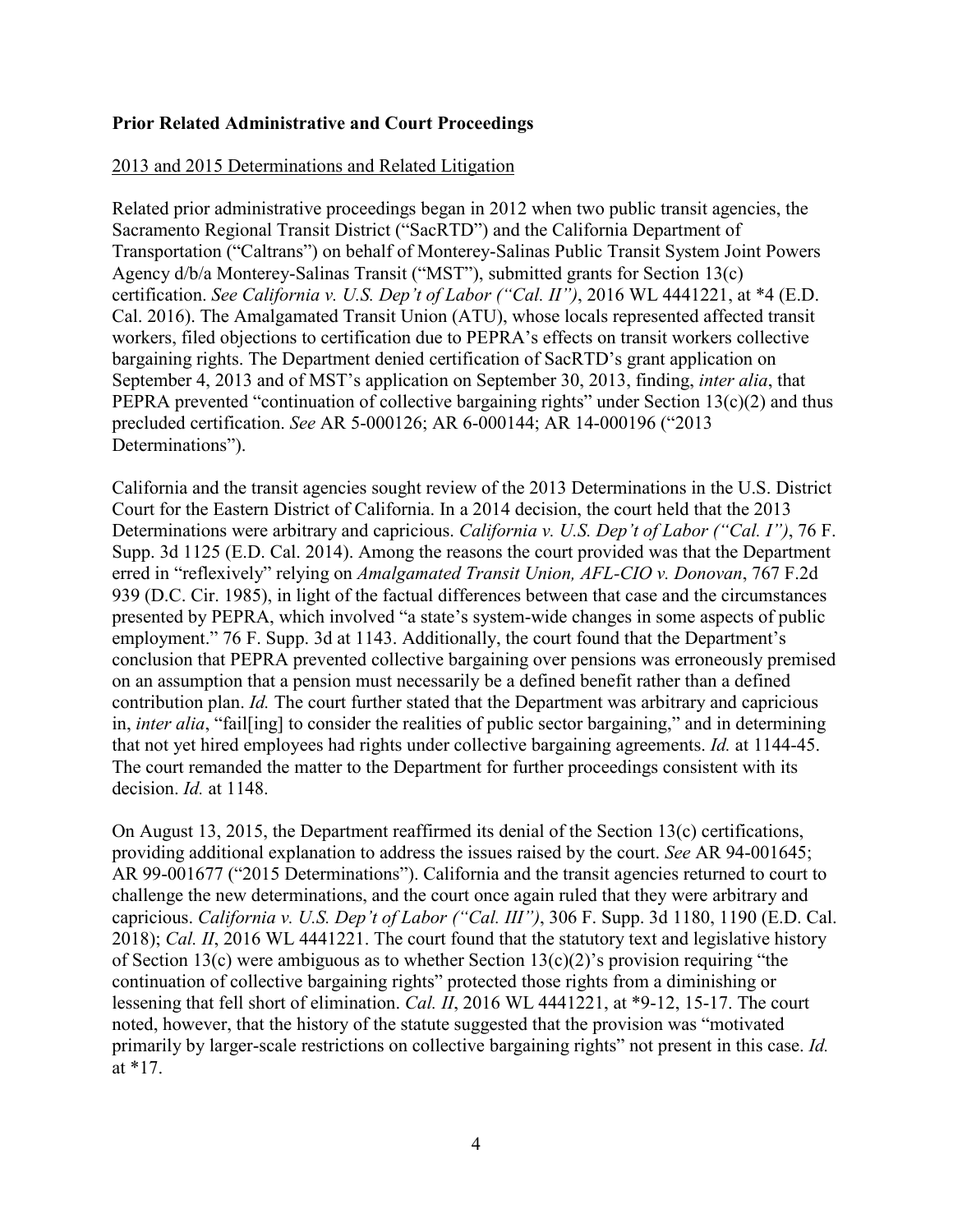**Prior Related Administrative and Court Proceedings**

<u>2013 and 2015 Determinations and Related Litigation</u>

Related prior administrative proceedings began in 2012 when two public transit agencies, the Sacramento Regional Transit District ("SacRTD") and the California Department of Transportation ("Caltrans") on behalf of Monterey-Salinas Public Transit System Joint Powers Agency d/b/a Monterey-Salinas Transit ("MST"), submitted grants for Section 13(c) certification. *See California v. U.S. Dep't of Labor ("Cal. II")*, 2016 WL 4441221, at *4 (E.D. Cal. 2016). The Amalgamated Transit Union (ATU), whose locals represented affected transit workers, filed objections to certification due to PEPRA's effects on transit workers collective bargaining rights. The Department denied certification of SacRTD's grant application on September 4, 2013 and of MST's application on September 30, 2013, finding, *inter alia*, that PEPRA prevented "continuation of collective bargaining rights" under Section 13(c)(2) and thus precluded certification. *See* AR 5-000126; AR 6-000144; AR 14-000196 ("2013 Determinations").

California and the transit agencies sought review of the 2013 Determinations in the U.S. District Court for the Eastern District of California. In a 2014 decision, the court held that the 2013 Determinations were arbitrary and capricious. *California v. U.S. Dep't of Labor ("Cal. I")*, 76 F. Supp. 3d 1125 (E.D. Cal. 2014). Among the reasons the court provided was that the Department erred in "reflexively" relying on *Amalgamated Transit Union, AFL-CIO v. Donovan*, 767 F.2d 939 (D.C. Cir. 1985), in light of the factual differences between that case and the circumstances presented by PEPRA, which involved "a state's system-wide changes in some aspects of public employment." 76 F. Supp. 3d at 1143. Additionally, the court found that the Department's conclusion that PEPRA prevented collective bargaining over pensions was erroneously premised on an assumption that a pension must necessarily be a defined benefit rather than a defined contribution plan. *Id.* The court further stated that the Department was arbitrary and capricious in, *inter alia*, "fail[ing] to consider the realities of public sector bargaining," and in determining that not yet hired employees had rights under collective bargaining agreements. *Id.* at 1144-45. The court remanded the matter to the Department for further proceedings consistent with its decision. *Id.* at 1148.

On August 13, 2015, the Department reaffirmed its denial of the Section 13(c) certifications, providing additional explanation to address the issues raised by the court. *See* AR 94-001645; AR 99-001677 ("2015 Determinations"). California and the transit agencies returned to court to challenge the new determinations, and the court once again ruled that they were arbitrary and capricious. *California v. U.S. Dep't of Labor ("Cal. III")*, 306 F. Supp. 3d 1180, 1190 (E.D. Cal. 2018); *Cal. II*, 2016 WL 4441221. The court found that the statutory text and legislative history of Section 13(c) were ambiguous as to whether Section 13(c)(2)'s provision requiring "the continuation of collective bargaining rights" protected those rights from a diminishing or lessening that fell short of elimination. *Cal. II*, 2016 WL 4441221, at *9-12, 15-17. The court noted, however, that the history of the statute suggested that the provision was "motivated primarily by larger-scale restrictions on collective bargaining rights" not present in this case. *Id.* at *17.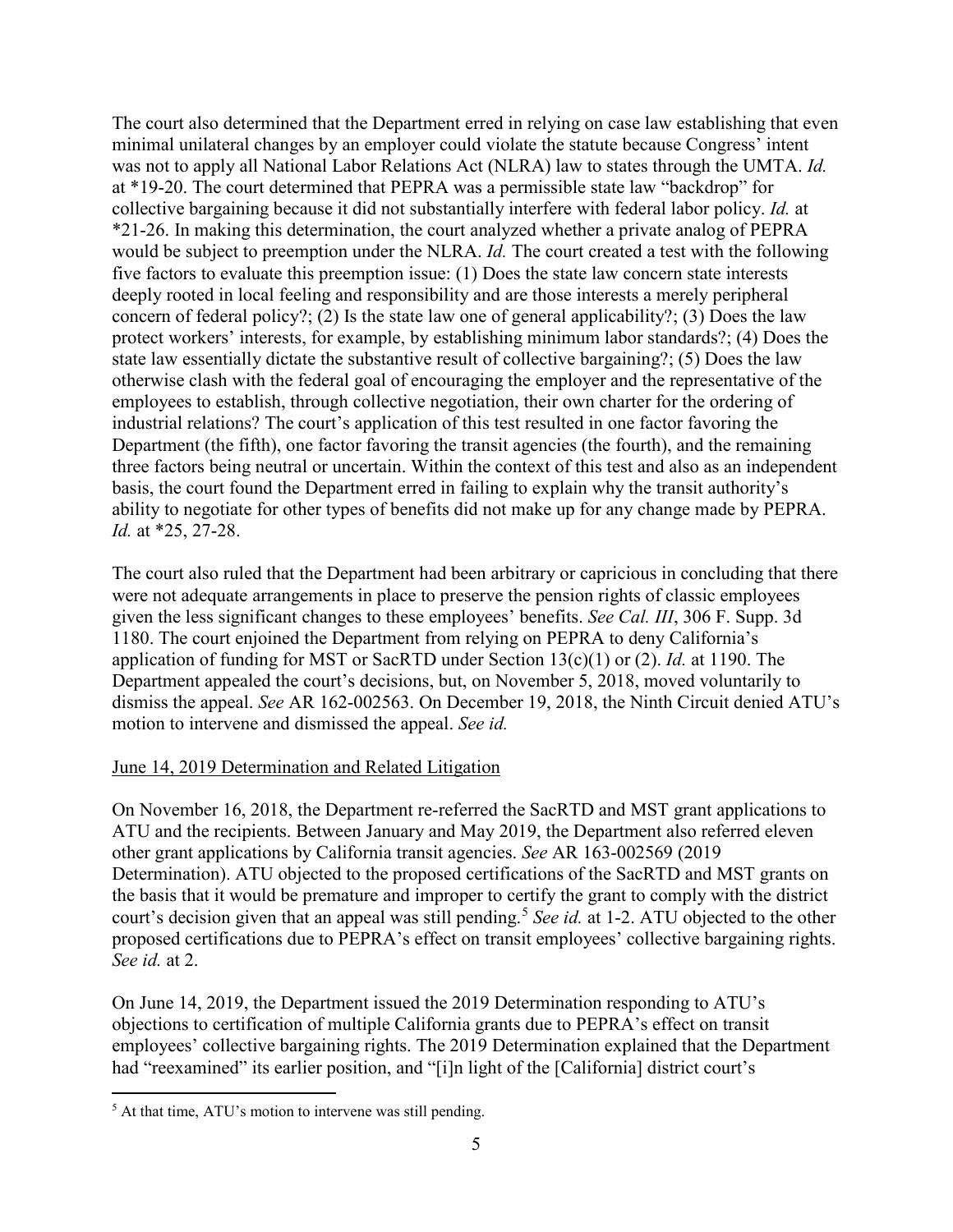The court also determined that the Department erred in relying on case law establishing that even minimal unilateral changes by an employer could violate the statute because Congress' intent was not to apply all National Labor Relations Act (NLRA) law to states through the UMTA. *Id.* at *19-20. The court determined that PEPRA was a permissible state law "backdrop" for collective bargaining because it did not substantially interfere with federal labor policy. *Id.* at *21-26. In making this determination, the court analyzed whether a private analog of PEPRA would be subject to preemption under the NLRA. *Id.* The court created a test with the following five factors to evaluate this preemption issue: (1) Does the state law concern state interests deeply rooted in local feeling and responsibility and are those interests a merely peripheral concern of federal policy?; (2) Is the state law one of general applicability?; (3) Does the law protect workers' interests, for example, by establishing minimum labor standards?; (4) Does the state law essentially dictate the substantive result of collective bargaining?; (5) Does the law otherwise clash with the federal goal of encouraging the employer and the representative of the employees to establish, through collective negotiation, their own charter for the ordering of industrial relations? The court's application of this test resulted in one factor favoring the Department (the fifth), one factor favoring the transit agencies (the fourth), and the remaining three factors being neutral or uncertain. Within the context of this test and also as an independent basis, the court found the Department erred in failing to explain why the transit authority's ability to negotiate for other types of benefits did not make up for any change made by PEPRA. *Id.* at *25, 27-28.

The court also ruled that the Department had been arbitrary or capricious in concluding that there were not adequate arrangements in place to preserve the pension rights of classic employees given the less significant changes to these employees' benefits. *See Cal. III*, 306 F. Supp. 3d 1180. The court enjoined the Department from relying on PEPRA to deny California's application of funding for MST or SacRTD under Section 13(c)(1) or (2). *Id.* at 1190. The Department appealed the court's decisions, but, on November 5, 2018, moved voluntarily to dismiss the appeal. *See* AR 162-002563. On December 19, 2018, the Ninth Circuit denied ATU's motion to intervene and dismissed the appeal. *See id.*

<u>June 14, 2019 Determination and Related Litigation</u>

On November 16, 2018, the Department re-referred the SacRTD and MST grant applications to ATU and the recipients. Between January and May 2019, the Department also referred eleven other grant applications by California transit agencies. *See* AR 163-002569 (2019 Determination). ATU objected to the proposed certifications of the SacRTD and MST grants on the basis that it would be premature and improper to certify the grant to comply with the district court's decision given that an appeal was still pending.[5] *See id.* at 1-2. ATU objected to the other proposed certifications due to PEPRA's effect on transit employees' collective bargaining rights. *See id.* at 2.

On June 14, 2019, the Department issued the 2019 Determination responding to ATU's objections to certification of multiple California grants due to PEPRA's effect on transit employees' collective bargaining rights. The 2019 Determination explained that the Department had "reexamined" its earlier position, and "[i]n light of the [California] district court's

[5] At that time, ATU's motion to intervene was still pending.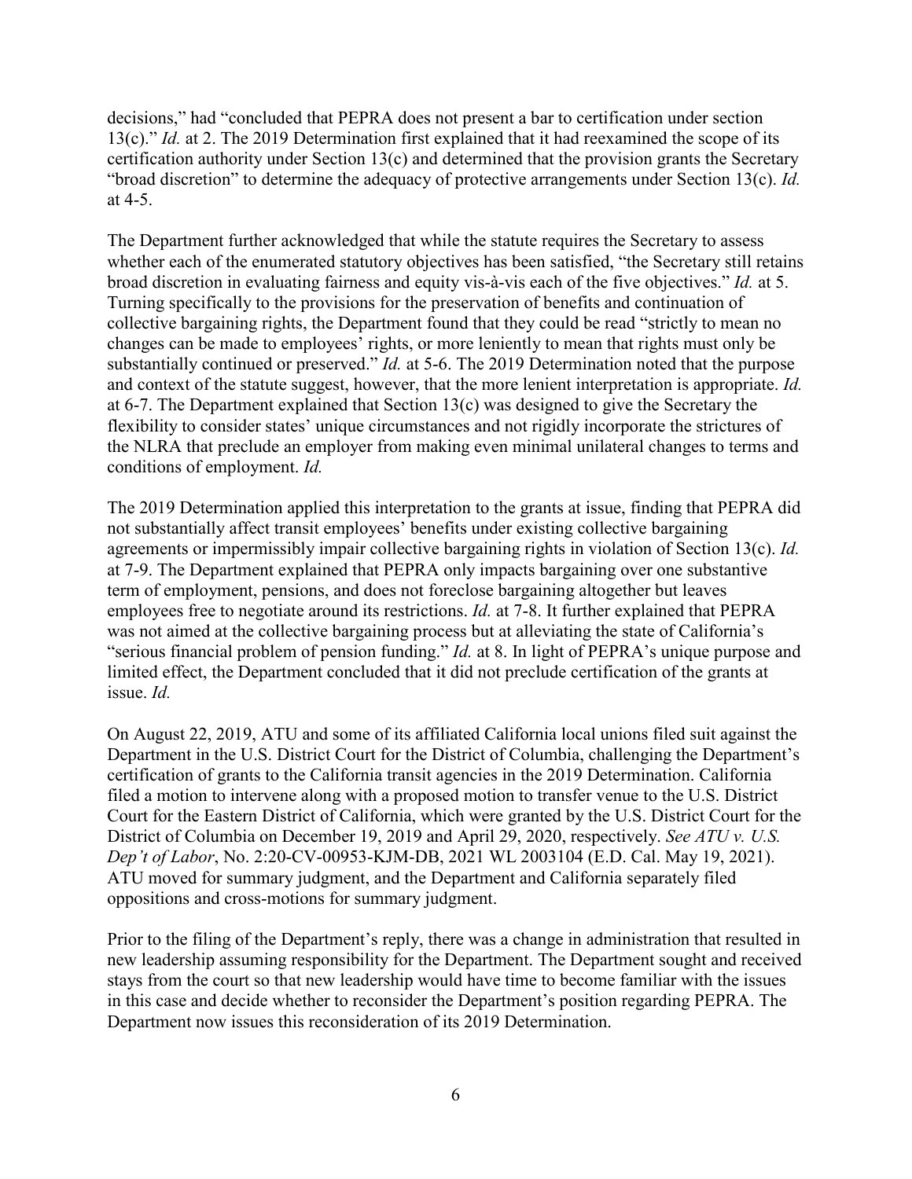decisions," had "concluded that PEPRA does not present a bar to certification under section 13(c)." *Id.* at 2. The 2019 Determination first explained that it had reexamined the scope of its certification authority under Section 13(c) and determined that the provision grants the Secretary "broad discretion" to determine the adequacy of protective arrangements under Section 13(c). *Id.* at 4-5.

The Department further acknowledged that while the statute requires the Secretary to assess whether each of the enumerated statutory objectives has been satisfied, "the Secretary still retains broad discretion in evaluating fairness and equity vis-à-vis each of the five objectives." *Id.* at 5. Turning specifically to the provisions for the preservation of benefits and continuation of collective bargaining rights, the Department found that they could be read "strictly to mean no changes can be made to employees' rights, or more leniently to mean that rights must only be substantially continued or preserved." *Id.* at 5-6. The 2019 Determination noted that the purpose and context of the statute suggest, however, that the more lenient interpretation is appropriate. *Id.* at 6-7. The Department explained that Section 13(c) was designed to give the Secretary the flexibility to consider states' unique circumstances and not rigidly incorporate the strictures of the NLRA that preclude an employer from making even minimal unilateral changes to terms and conditions of employment. *Id.*

The 2019 Determination applied this interpretation to the grants at issue, finding that PEPRA did not substantially affect transit employees' benefits under existing collective bargaining agreements or impermissibly impair collective bargaining rights in violation of Section 13(c). *Id.* at 7-9. The Department explained that PEPRA only impacts bargaining over one substantive term of employment, pensions, and does not foreclose bargaining altogether but leaves employees free to negotiate around its restrictions. *Id.* at 7-8. It further explained that PEPRA was not aimed at the collective bargaining process but at alleviating the state of California's "serious financial problem of pension funding." *Id.* at 8. In light of PEPRA's unique purpose and limited effect, the Department concluded that it did not preclude certification of the grants at issue. *Id.*

On August 22, 2019, ATU and some of its affiliated California local unions filed suit against the Department in the U.S. District Court for the District of Columbia, challenging the Department's certification of grants to the California transit agencies in the 2019 Determination. California filed a motion to intervene along with a proposed motion to transfer venue to the U.S. District Court for the Eastern District of California, which were granted by the U.S. District Court for the District of Columbia on December 19, 2019 and April 29, 2020, respectively. *See ATU v. U.S. Dep't of Labor*, No. 2:20-CV-00953-KJM-DB, 2021 WL 2003104 (E.D. Cal. May 19, 2021). ATU moved for summary judgment, and the Department and California separately filed oppositions and cross-motions for summary judgment.

Prior to the filing of the Department's reply, there was a change in administration that resulted in new leadership assuming responsibility for the Department. The Department sought and received stays from the court so that new leadership would have time to become familiar with the issues in this case and decide whether to reconsider the Department's position regarding PEPRA. The Department now issues this reconsideration of its 2019 Determination.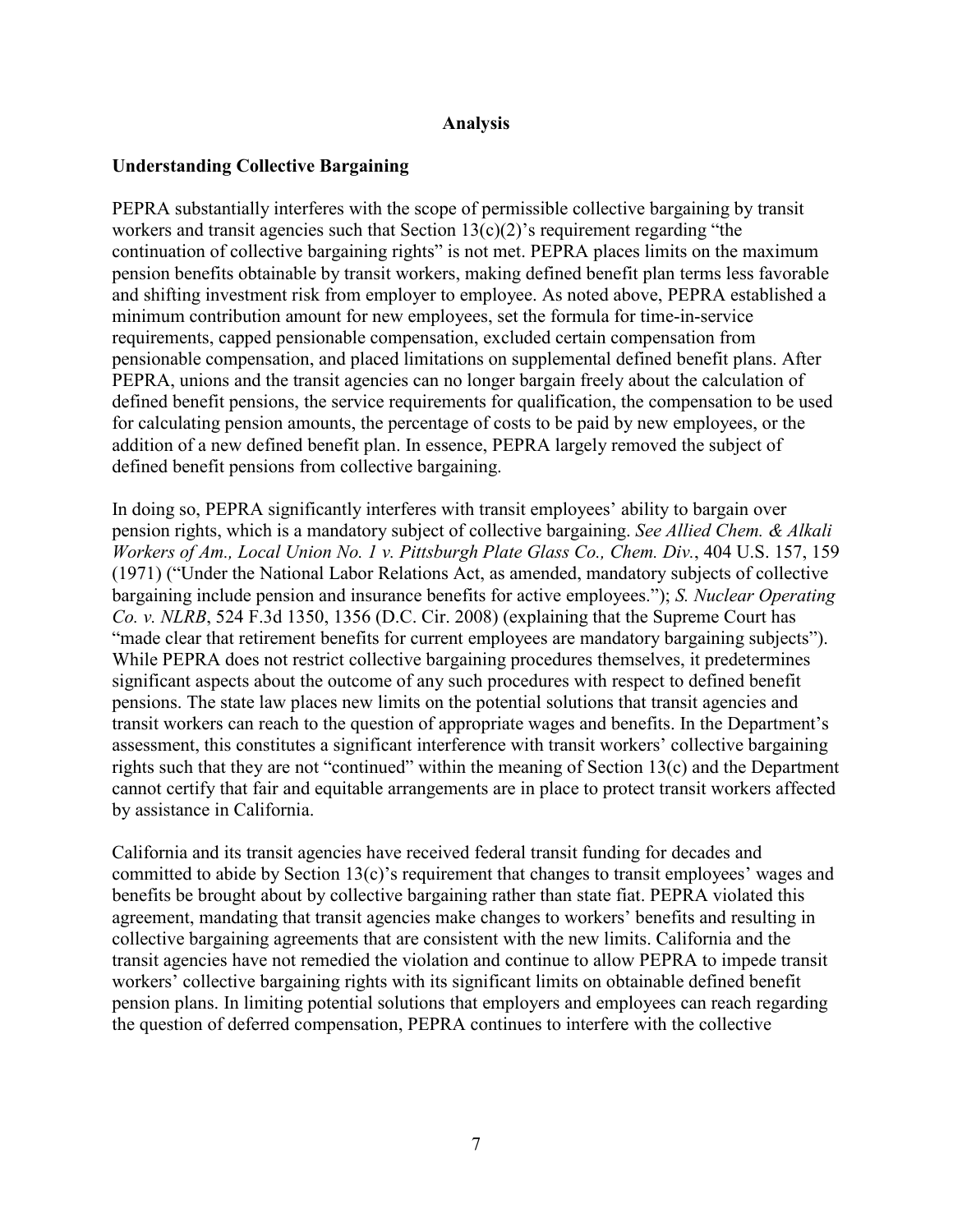## Analysis

### Understanding Collective Bargaining

PEPRA substantially interferes with the scope of permissible collective bargaining by transit workers and transit agencies such that Section 13(c)(2)'s requirement regarding "the continuation of collective bargaining rights" is not met. PEPRA places limits on the maximum pension benefits obtainable by transit workers, making defined benefit plan terms less favorable and shifting investment risk from employer to employee. As noted above, PEPRA established a minimum contribution amount for new employees, set the formula for time-in-service requirements, capped pensionable compensation, excluded certain compensation from pensionable compensation, and placed limitations on supplemental defined benefit plans. After PEPRA, unions and the transit agencies can no longer bargain freely about the calculation of defined benefit pensions, the service requirements for qualification, the compensation to be used for calculating pension amounts, the percentage of costs to be paid by new employees, or the addition of a new defined benefit plan. In essence, PEPRA largely removed the subject of defined benefit pensions from collective bargaining.

In doing so, PEPRA significantly interferes with transit employees' ability to bargain over pension rights, which is a mandatory subject of collective bargaining. *See Allied Chem. & Alkali Workers of Am., Local Union No. 1 v. Pittsburgh Plate Glass Co., Chem. Div.*, 404 U.S. 157, 159 (1971) ("Under the National Labor Relations Act, as amended, mandatory subjects of collective bargaining include pension and insurance benefits for active employees."); *S. Nuclear Operating Co. v. NLRB*, 524 F.3d 1350, 1356 (D.C. Cir. 2008) (explaining that the Supreme Court has "made clear that retirement benefits for current employees are mandatory bargaining subjects"). While PEPRA does not restrict collective bargaining procedures themselves, it predetermines significant aspects about the outcome of any such procedures with respect to defined benefit pensions. The state law places new limits on the potential solutions that transit agencies and transit workers can reach to the question of appropriate wages and benefits. In the Department's assessment, this constitutes a significant interference with transit workers' collective bargaining rights such that they are not "continued" within the meaning of Section 13(c) and the Department cannot certify that fair and equitable arrangements are in place to protect transit workers affected by assistance in California.

California and its transit agencies have received federal transit funding for decades and committed to abide by Section 13(c)'s requirement that changes to transit employees' wages and benefits be brought about by collective bargaining rather than state fiat. PEPRA violated this agreement, mandating that transit agencies make changes to workers' benefits and resulting in collective bargaining agreements that are consistent with the new limits. California and the transit agencies have not remedied the violation and continue to allow PEPRA to impede transit workers' collective bargaining rights with its significant limits on obtainable defined benefit pension plans. In limiting potential solutions that employers and employees can reach regarding the question of deferred compensation, PEPRA continues to interfere with the collective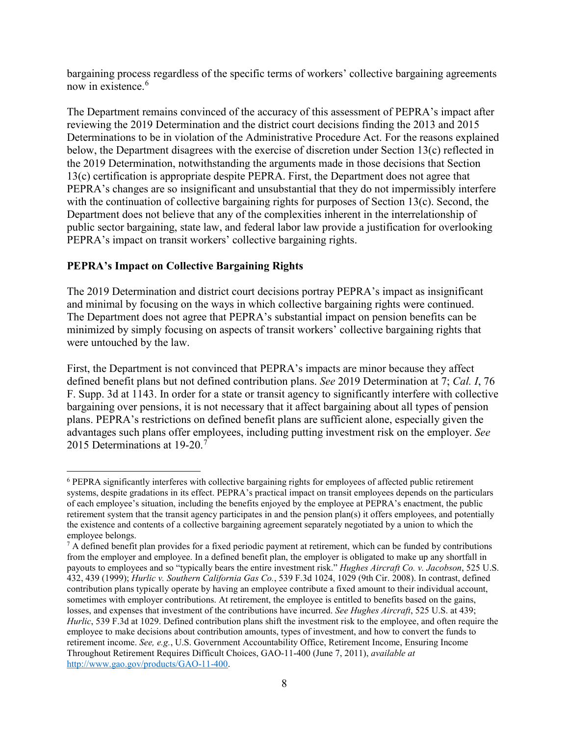bargaining process regardless of the specific terms of workers' collective bargaining agreements now in existence.[6]

The Department remains convinced of the accuracy of this assessment of PEPRA's impact after reviewing the 2019 Determination and the district court decisions finding the 2013 and 2015 Determinations to be in violation of the Administrative Procedure Act. For the reasons explained below, the Department disagrees with the exercise of discretion under Section 13(c) reflected in the 2019 Determination, notwithstanding the arguments made in those decisions that Section 13(c) certification is appropriate despite PEPRA. First, the Department does not agree that PEPRA's changes are so insignificant and unsubstantial that they do not impermissibly interfere with the continuation of collective bargaining rights for purposes of Section 13(c). Second, the Department does not believe that any of the complexities inherent in the interrelationship of public sector bargaining, state law, and federal labor law provide a justification for overlooking PEPRA's impact on transit workers' collective bargaining rights.

**PEPRA's Impact on Collective Bargaining Rights**

The 2019 Determination and district court decisions portray PEPRA's impact as insignificant and minimal by focusing on the ways in which collective bargaining rights were continued. The Department does not agree that PEPRA's substantial impact on pension benefits can be minimized by simply focusing on aspects of transit workers' collective bargaining rights that were untouched by the law.

First, the Department is not convinced that PEPRA's impacts are minor because they affect defined benefit plans but not defined contribution plans. *See* 2019 Determination at 7; *Cal. I*, 76 F. Supp. 3d at 1143. In order for a state or transit agency to significantly interfere with collective bargaining over pensions, it is not necessary that it affect bargaining about all types of pension plans. PEPRA's restrictions on defined benefit plans are sufficient alone, especially given the advantages such plans offer employees, including putting investment risk on the employer. *See* 2015 Determinations at 19-20.[7]

---

[6] PEPRA significantly interferes with collective bargaining rights for employees of affected public retirement systems, despite gradations in its effect. PEPRA's practical impact on transit employees depends on the particulars of each employee's situation, including the benefits enjoyed by the employee at PEPRA's enactment, the public retirement system that the transit agency participates in and the pension plan(s) it offers employees, and potentially the existence and contents of a collective bargaining agreement separately negotiated by a union to which the employee belongs.

[7] A defined benefit plan provides for a fixed periodic payment at retirement, which can be funded by contributions from the employer and employee. In a defined benefit plan, the employer is obligated to make up any shortfall in payouts to employees and so "typically bears the entire investment risk." *Hughes Aircraft Co. v. Jacobson*, 525 U.S. 432, 439 (1999); *Hurlic v. Southern California Gas Co.*, 539 F.3d 1024, 1029 (9th Cir. 2008). In contrast, defined contribution plans typically operate by having an employee contribute a fixed amount to their individual account, sometimes with employer contributions. At retirement, the employee is entitled to benefits based on the gains, losses, and expenses that investment of the contributions have incurred. *See Hughes Aircraft*, 525 U.S. at 439; *Hurlic*, 539 F.3d at 1029. Defined contribution plans shift the investment risk to the employee, and often require the employee to make decisions about contribution amounts, types of investment, and how to convert the funds to retirement income. *See, e.g.*, U.S. Government Accountability Office, Retirement Income, Ensuring Income Throughout Retirement Requires Difficult Choices, GAO-11-400 (June 7, 2011), *available at* http://www.gao.gov/products/GAO-11-400.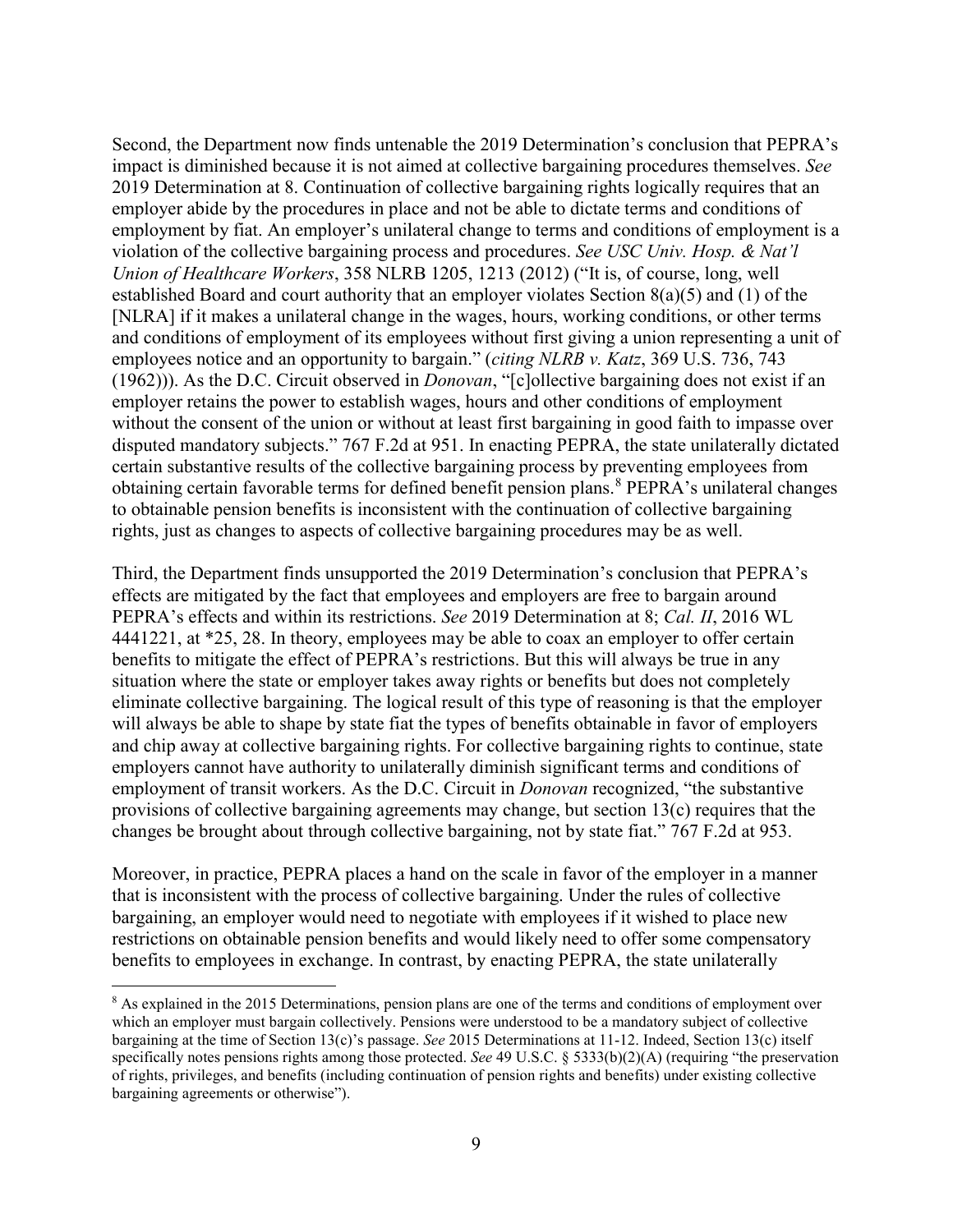Second, the Department now finds untenable the 2019 Determination's conclusion that PEPRA's impact is diminished because it is not aimed at collective bargaining procedures themselves. *See* 2019 Determination at 8. Continuation of collective bargaining rights logically requires that an employer abide by the procedures in place and not be able to dictate terms and conditions of employment by fiat. An employer's unilateral change to terms and conditions of employment is a violation of the collective bargaining process and procedures. *See USC Univ. Hosp. & Nat'l Union of Healthcare Workers*, 358 NLRB 1205, 1213 (2012) ("It is, of course, long, well established Board and court authority that an employer violates Section 8(a)(5) and (1) of the [NLRA] if it makes a unilateral change in the wages, hours, working conditions, or other terms and conditions of employment of its employees without first giving a union representing a unit of employees notice and an opportunity to bargain." (*citing NLRB v. Katz*, 369 U.S. 736, 743 (1962))). As the D.C. Circuit observed in *Donovan*, "[c]ollective bargaining does not exist if an employer retains the power to establish wages, hours and other conditions of employment without the consent of the union or without at least first bargaining in good faith to impasse over disputed mandatory subjects." 767 F.2d at 951. In enacting PEPRA, the state unilaterally dictated certain substantive results of the collective bargaining process by preventing employees from obtaining certain favorable terms for defined benefit pension plans.[8] PEPRA's unilateral changes to obtainable pension benefits is inconsistent with the continuation of collective bargaining rights, just as changes to aspects of collective bargaining procedures may be as well.

Third, the Department finds unsupported the 2019 Determination's conclusion that PEPRA's effects are mitigated by the fact that employees and employers are free to bargain around PEPRA's effects and within its restrictions. *See* 2019 Determination at 8; *Cal. II*, 2016 WL 4441221, at *25, 28. In theory, employees may be able to coax an employer to offer certain benefits to mitigate the effect of PEPRA's restrictions. But this will always be true in any situation where the state or employer takes away rights or benefits but does not completely eliminate collective bargaining. The logical result of this type of reasoning is that the employer will always be able to shape by state fiat the types of benefits obtainable in favor of employers and chip away at collective bargaining rights. For collective bargaining rights to continue, state employers cannot have authority to unilaterally diminish significant terms and conditions of employment of transit workers. As the D.C. Circuit in *Donovan* recognized, "the substantive provisions of collective bargaining agreements may change, but section 13(c) requires that the changes be brought about through collective bargaining, not by state fiat." 767 F.2d at 953.

Moreover, in practice, PEPRA places a hand on the scale in favor of the employer in a manner that is inconsistent with the process of collective bargaining. Under the rules of collective bargaining, an employer would need to negotiate with employees if it wished to place new restrictions on obtainable pension benefits and would likely need to offer some compensatory benefits to employees in exchange. In contrast, by enacting PEPRA, the state unilaterally

[8] As explained in the 2015 Determinations, pension plans are one of the terms and conditions of employment over which an employer must bargain collectively. Pensions were understood to be a mandatory subject of collective bargaining at the time of Section 13(c)'s passage. *See* 2015 Determinations at 11-12. Indeed, Section 13(c) itself specifically notes pensions rights among those protected. *See* 49 U.S.C. § 5333(b)(2)(A) (requiring "the preservation of rights, privileges, and benefits (including continuation of pension rights and benefits) under existing collective bargaining agreements or otherwise").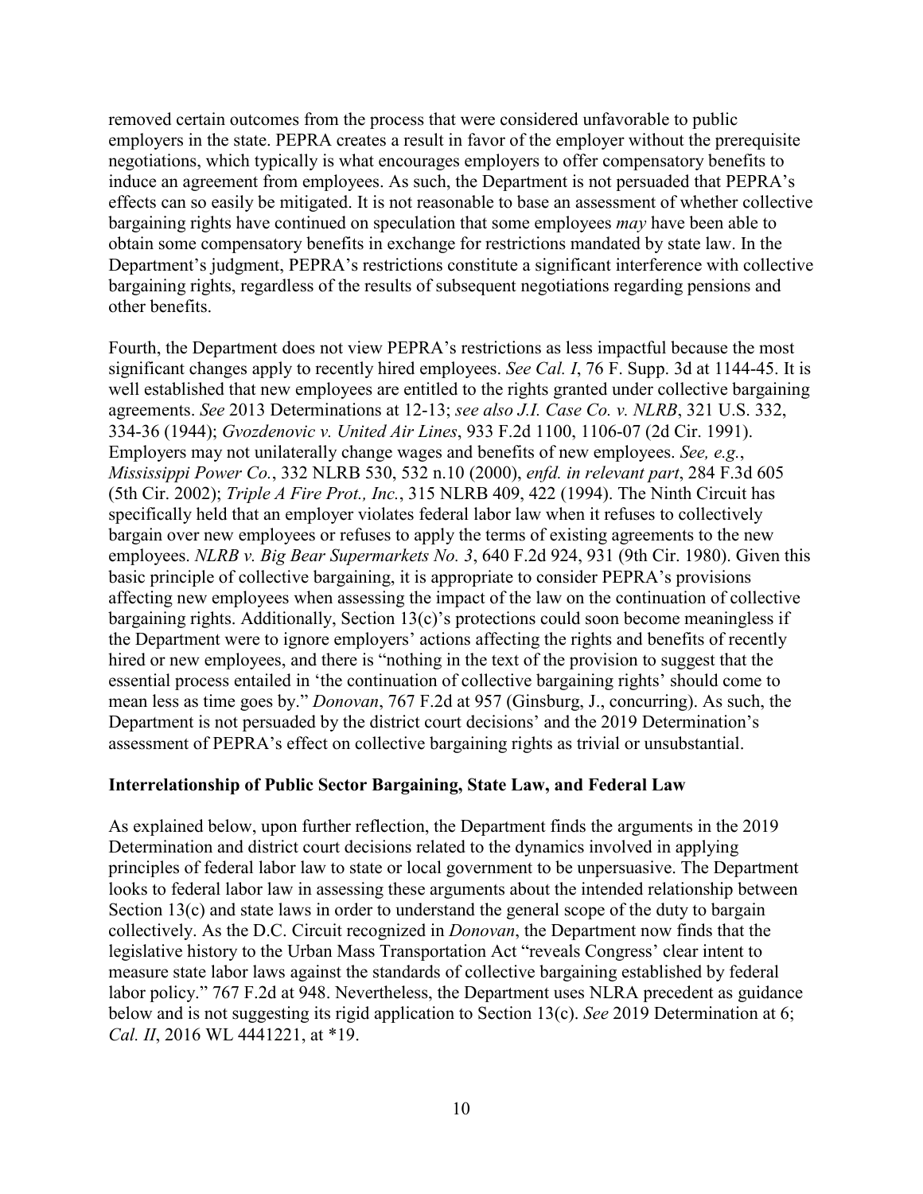removed certain outcomes from the process that were considered unfavorable to public employers in the state. PEPRA creates a result in favor of the employer without the prerequisite negotiations, which typically is what encourages employers to offer compensatory benefits to induce an agreement from employees. As such, the Department is not persuaded that PEPRA's effects can so easily be mitigated. It is not reasonable to base an assessment of whether collective bargaining rights have continued on speculation that some employees *may* have been able to obtain some compensatory benefits in exchange for restrictions mandated by state law. In the Department's judgment, PEPRA's restrictions constitute a significant interference with collective bargaining rights, regardless of the results of subsequent negotiations regarding pensions and other benefits.

Fourth, the Department does not view PEPRA's restrictions as less impactful because the most significant changes apply to recently hired employees. *See Cal. I*, 76 F. Supp. 3d at 1144-45. It is well established that new employees are entitled to the rights granted under collective bargaining agreements. *See* 2013 Determinations at 12-13; *see also J.I. Case Co. v. NLRB*, 321 U.S. 332, 334-36 (1944); *Gvozdenovic v. United Air Lines*, 933 F.2d 1100, 1106-07 (2d Cir. 1991). Employers may not unilaterally change wages and benefits of new employees. *See, e.g.*, *Mississippi Power Co.*, 332 NLRB 530, 532 n.10 (2000), *enfd. in relevant part*, 284 F.3d 605 (5th Cir. 2002); *Triple A Fire Prot., Inc.*, 315 NLRB 409, 422 (1994). The Ninth Circuit has specifically held that an employer violates federal labor law when it refuses to collectively bargain over new employees or refuses to apply the terms of existing agreements to the new employees. *NLRB v. Big Bear Supermarkets No. 3*, 640 F.2d 924, 931 (9th Cir. 1980). Given this basic principle of collective bargaining, it is appropriate to consider PEPRA's provisions affecting new employees when assessing the impact of the law on the continuation of collective bargaining rights. Additionally, Section 13(c)'s protections could soon become meaningless if the Department were to ignore employers' actions affecting the rights and benefits of recently hired or new employees, and there is "nothing in the text of the provision to suggest that the essential process entailed in 'the continuation of collective bargaining rights' should come to mean less as time goes by." *Donovan*, 767 F.2d at 957 (Ginsburg, J., concurring). As such, the Department is not persuaded by the district court decisions' and the 2019 Determination's assessment of PEPRA's effect on collective bargaining rights as trivial or unsubstantial.

**Interrelationship of Public Sector Bargaining, State Law, and Federal Law**

As explained below, upon further reflection, the Department finds the arguments in the 2019 Determination and district court decisions related to the dynamics involved in applying principles of federal labor law to state or local government to be unpersuasive. The Department looks to federal labor law in assessing these arguments about the intended relationship between Section 13(c) and state laws in order to understand the general scope of the duty to bargain collectively. As the D.C. Circuit recognized in *Donovan*, the Department now finds that the legislative history to the Urban Mass Transportation Act "reveals Congress' clear intent to measure state labor laws against the standards of collective bargaining established by federal labor policy." 767 F.2d at 948. Nevertheless, the Department uses NLRA precedent as guidance below and is not suggesting its rigid application to Section 13(c). *See* 2019 Determination at 6; *Cal. II*, 2016 WL 4441221, at \*19.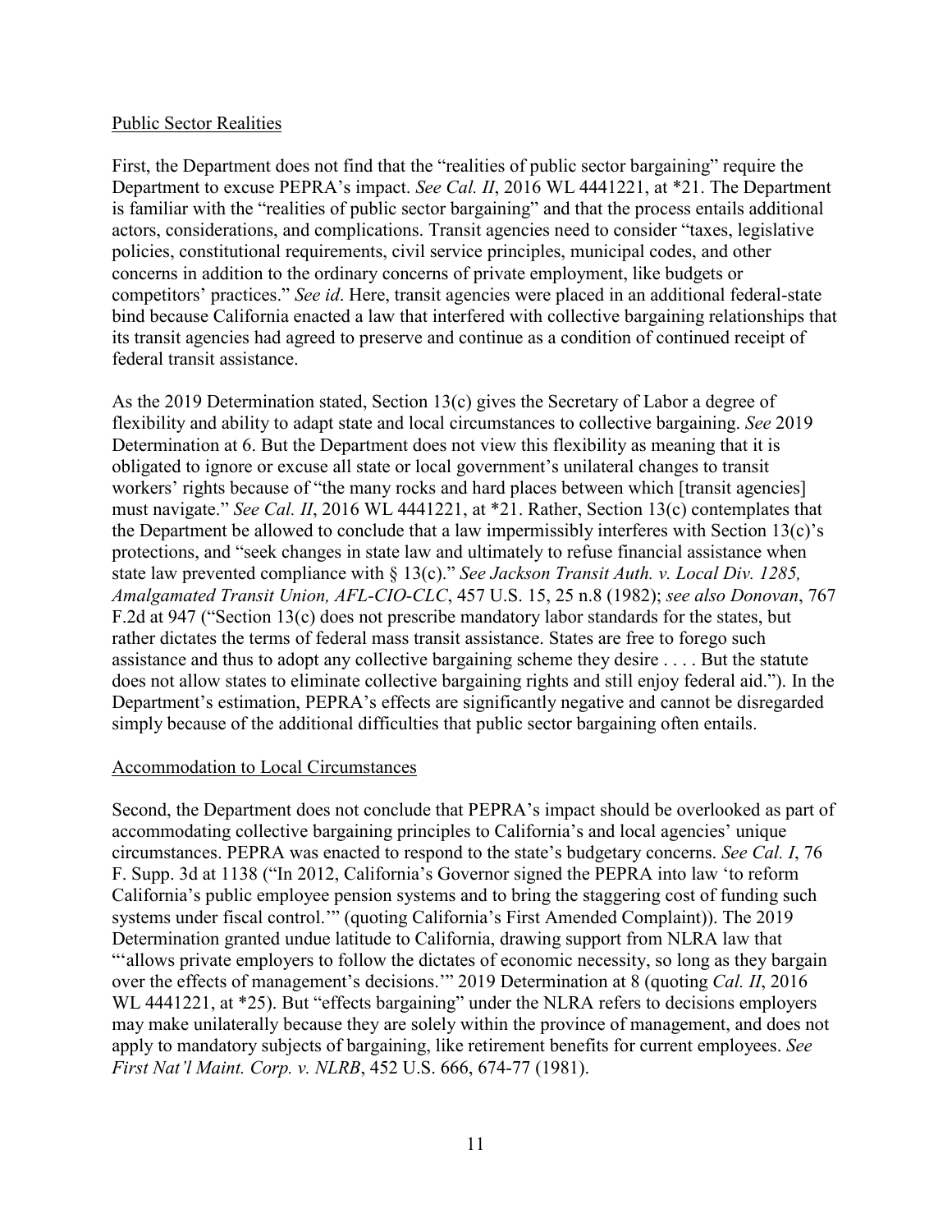## Public Sector Realities

First, the Department does not find that the "realities of public sector bargaining" require the Department to excuse PEPRA's impact. *See Cal. II*, 2016 WL 4441221, at *21. The Department is familiar with the "realities of public sector bargaining" and that the process entails additional actors, considerations, and complications. Transit agencies need to consider "taxes, legislative policies, constitutional requirements, civil service principles, municipal codes, and other concerns in addition to the ordinary concerns of private employment, like budgets or competitors' practices." *See id*. Here, transit agencies were placed in an additional federal-state bind because California enacted a law that interfered with collective bargaining relationships that its transit agencies had agreed to preserve and continue as a condition of continued receipt of federal transit assistance.

As the 2019 Determination stated, Section 13(c) gives the Secretary of Labor a degree of flexibility and ability to adapt state and local circumstances to collective bargaining. *See* 2019 Determination at 6. But the Department does not view this flexibility as meaning that it is obligated to ignore or excuse all state or local government's unilateral changes to transit workers' rights because of "the many rocks and hard places between which [transit agencies] must navigate." *See Cal. II*, 2016 WL 4441221, at *21. Rather, Section 13(c) contemplates that the Department be allowed to conclude that a law impermissibly interferes with Section 13(c)'s protections, and "seek changes in state law and ultimately to refuse financial assistance when state law prevented compliance with § 13(c)." *See Jackson Transit Auth. v. Local Div. 1285, Amalgamated Transit Union, AFL-CIO-CLC*, 457 U.S. 15, 25 n.8 (1982); *see also Donovan*, 767 F.2d at 947 ("Section 13(c) does not prescribe mandatory labor standards for the states, but rather dictates the terms of federal mass transit assistance. States are free to forego such assistance and thus to adopt any collective bargaining scheme they desire . . . . But the statute does not allow states to eliminate collective bargaining rights and still enjoy federal aid."). In the Department's estimation, PEPRA's effects are significantly negative and cannot be disregarded simply because of the additional difficulties that public sector bargaining often entails.

## Accommodation to Local Circumstances

Second, the Department does not conclude that PEPRA's impact should be overlooked as part of accommodating collective bargaining principles to California's and local agencies' unique circumstances. PEPRA was enacted to respond to the state's budgetary concerns. *See Cal. I*, 76 F. Supp. 3d at 1138 ("In 2012, California's Governor signed the PEPRA into law 'to reform California's public employee pension systems and to bring the staggering cost of funding such systems under fiscal control.'" (quoting California's First Amended Complaint)). The 2019 Determination granted undue latitude to California, drawing support from NLRA law that "'allows private employers to follow the dictates of economic necessity, so long as they bargain over the effects of management's decisions.'" 2019 Determination at 8 (quoting *Cal. II*, 2016 WL 4441221, at *25). But "effects bargaining" under the NLRA refers to decisions employers may make unilaterally because they are solely within the province of management, and does not apply to mandatory subjects of bargaining, like retirement benefits for current employees. *See First Nat'l Maint. Corp. v. NLRB*, 452 U.S. 666, 674-77 (1981).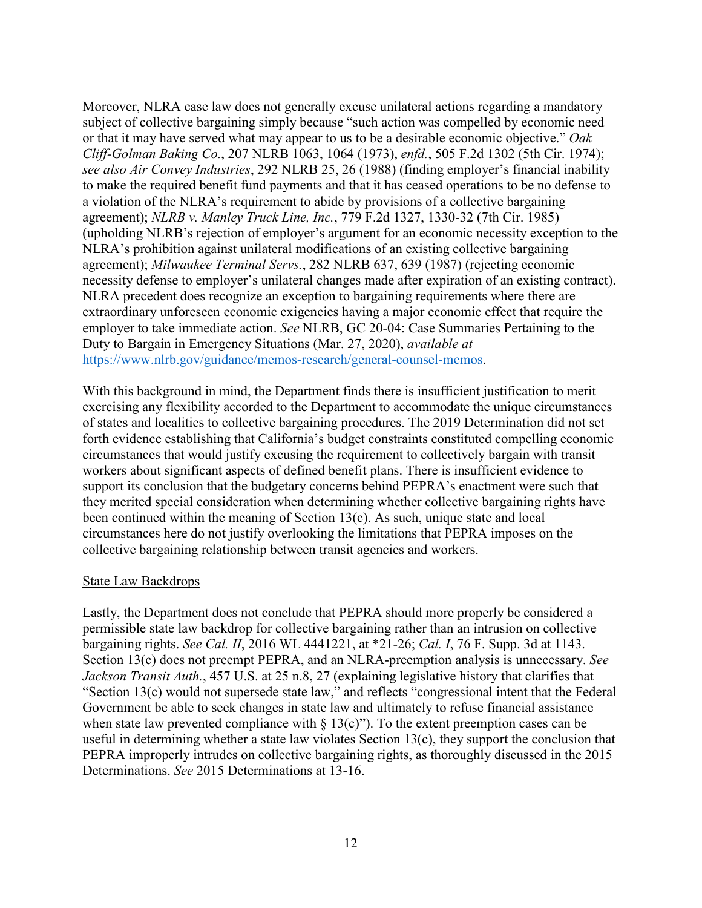Moreover, NLRA case law does not generally excuse unilateral actions regarding a mandatory subject of collective bargaining simply because "such action was compelled by economic need or that it may have served what may appear to us to be a desirable economic objective." *Oak Cliff-Golman Baking Co.*, 207 NLRB 1063, 1064 (1973), *enfd.*, 505 F.2d 1302 (5th Cir. 1974); *see also Air Convey Industries*, 292 NLRB 25, 26 (1988) (finding employer's financial inability to make the required benefit fund payments and that it has ceased operations to be no defense to a violation of the NLRA's requirement to abide by provisions of a collective bargaining agreement); *NLRB v. Manley Truck Line, Inc.*, 779 F.2d 1327, 1330-32 (7th Cir. 1985) (upholding NLRB's rejection of employer's argument for an economic necessity exception to the NLRA's prohibition against unilateral modifications of an existing collective bargaining agreement); *Milwaukee Terminal Servs.*, 282 NLRB 637, 639 (1987) (rejecting economic necessity defense to employer's unilateral changes made after expiration of an existing contract). NLRA precedent does recognize an exception to bargaining requirements where there are extraordinary unforeseen economic exigencies having a major economic effect that require the employer to take immediate action. *See* NLRB, GC 20-04: Case Summaries Pertaining to the Duty to Bargain in Emergency Situations (Mar. 27, 2020), *available at* https://www.nlrb.gov/guidance/memos-research/general-counsel-memos.

With this background in mind, the Department finds there is insufficient justification to merit exercising any flexibility accorded to the Department to accommodate the unique circumstances of states and localities to collective bargaining procedures. The 2019 Determination did not set forth evidence establishing that California's budget constraints constituted compelling economic circumstances that would justify excusing the requirement to collectively bargain with transit workers about significant aspects of defined benefit plans. There is insufficient evidence to support its conclusion that the budgetary concerns behind PEPRA's enactment were such that they merited special consideration when determining whether collective bargaining rights have been continued within the meaning of Section 13(c). As such, unique state and local circumstances here do not justify overlooking the limitations that PEPRA imposes on the collective bargaining relationship between transit agencies and workers.

State Law Backdrops

Lastly, the Department does not conclude that PEPRA should more properly be considered a permissible state law backdrop for collective bargaining rather than an intrusion on collective bargaining rights. *See Cal. II*, 2016 WL 4441221, at *21-26; *Cal. I*, 76 F. Supp. 3d at 1143. Section 13(c) does not preempt PEPRA, and an NLRA-preemption analysis is unnecessary. *See Jackson Transit Auth.*, 457 U.S. at 25 n.8, 27 (explaining legislative history that clarifies that "Section 13(c) would not supersede state law," and reflects "congressional intent that the Federal Government be able to seek changes in state law and ultimately to refuse financial assistance when state law prevented compliance with § 13(c)"). To the extent preemption cases can be useful in determining whether a state law violates Section 13(c), they support the conclusion that PEPRA improperly intrudes on collective bargaining rights, as thoroughly discussed in the 2015 Determinations. *See* 2015 Determinations at 13-16.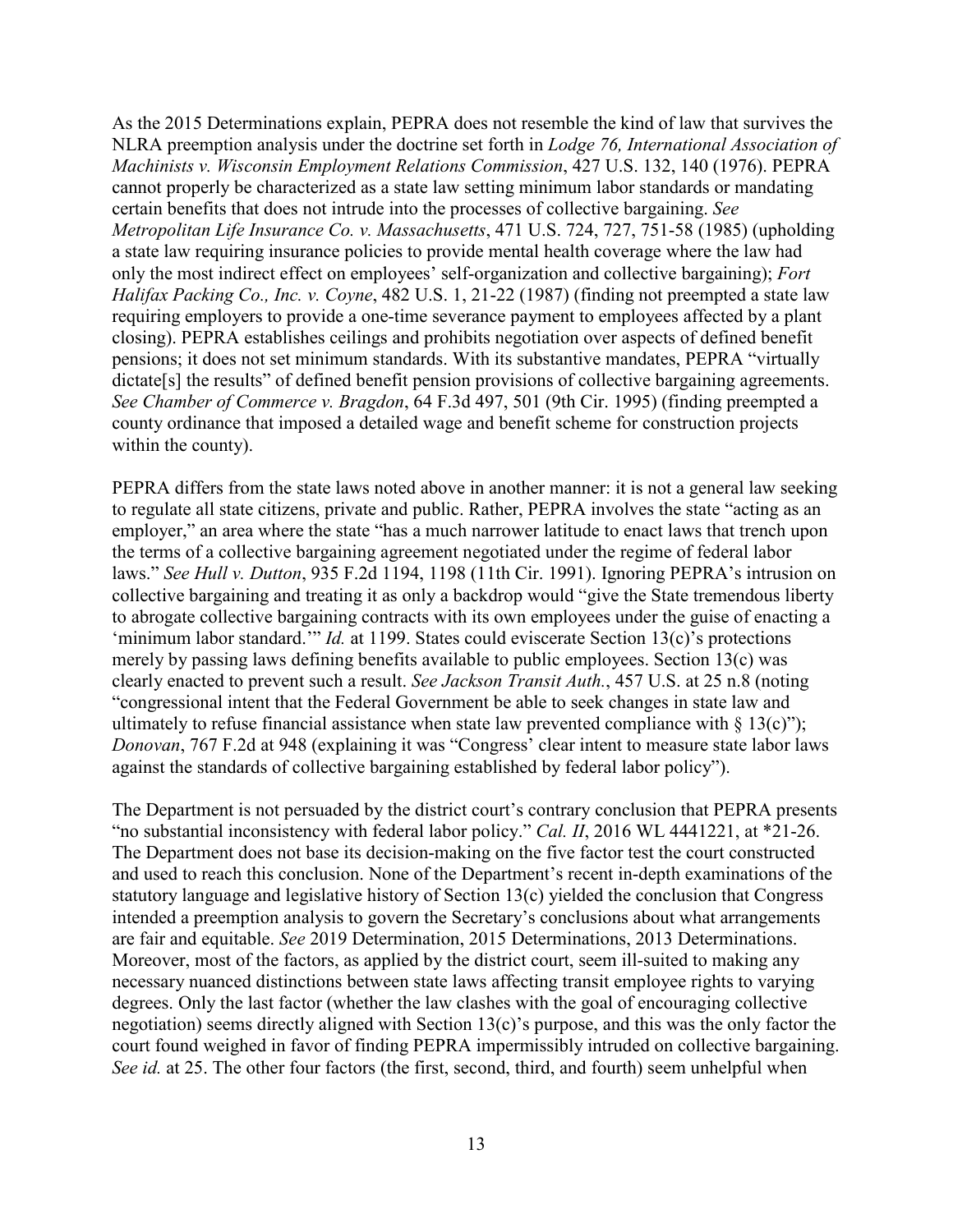As the 2015 Determinations explain, PEPRA does not resemble the kind of law that survives the NLRA preemption analysis under the doctrine set forth in *Lodge 76, International Association of Machinists v. Wisconsin Employment Relations Commission*, 427 U.S. 132, 140 (1976). PEPRA cannot properly be characterized as a state law setting minimum labor standards or mandating certain benefits that does not intrude into the processes of collective bargaining. *See Metropolitan Life Insurance Co. v. Massachusetts*, 471 U.S. 724, 727, 751-58 (1985) (upholding a state law requiring insurance policies to provide mental health coverage where the law had only the most indirect effect on employees' self-organization and collective bargaining); *Fort Halifax Packing Co., Inc. v. Coyne*, 482 U.S. 1, 21-22 (1987) (finding not preempted a state law requiring employers to provide a one-time severance payment to employees affected by a plant closing). PEPRA establishes ceilings and prohibits negotiation over aspects of defined benefit pensions; it does not set minimum standards. With its substantive mandates, PEPRA "virtually dictate[s] the results" of defined benefit pension provisions of collective bargaining agreements. *See Chamber of Commerce v. Bragdon*, 64 F.3d 497, 501 (9th Cir. 1995) (finding preempted a county ordinance that imposed a detailed wage and benefit scheme for construction projects within the county).

PEPRA differs from the state laws noted above in another manner: it is not a general law seeking to regulate all state citizens, private and public. Rather, PEPRA involves the state "acting as an employer," an area where the state "has a much narrower latitude to enact laws that trench upon the terms of a collective bargaining agreement negotiated under the regime of federal labor laws." *See Hull v. Dutton*, 935 F.2d 1194, 1198 (11th Cir. 1991). Ignoring PEPRA's intrusion on collective bargaining and treating it as only a backdrop would "give the State tremendous liberty to abrogate collective bargaining contracts with its own employees under the guise of enacting a 'minimum labor standard.'" *Id.* at 1199. States could eviscerate Section 13(c)'s protections merely by passing laws defining benefits available to public employees. Section 13(c) was clearly enacted to prevent such a result. *See Jackson Transit Auth.*, 457 U.S. at 25 n.8 (noting "congressional intent that the Federal Government be able to seek changes in state law and ultimately to refuse financial assistance when state law prevented compliance with § 13(c)"); *Donovan*, 767 F.2d at 948 (explaining it was "Congress' clear intent to measure state labor laws against the standards of collective bargaining established by federal labor policy").

The Department is not persuaded by the district court's contrary conclusion that PEPRA presents "no substantial inconsistency with federal labor policy." *Cal. II*, 2016 WL 4441221, at *21-26. The Department does not base its decision-making on the five factor test the court constructed and used to reach this conclusion. None of the Department's recent in-depth examinations of the statutory language and legislative history of Section 13(c) yielded the conclusion that Congress intended a preemption analysis to govern the Secretary's conclusions about what arrangements are fair and equitable. *See* 2019 Determination, 2015 Determinations, 2013 Determinations. Moreover, most of the factors, as applied by the district court, seem ill-suited to making any necessary nuanced distinctions between state laws affecting transit employee rights to varying degrees. Only the last factor (whether the law clashes with the goal of encouraging collective negotiation) seems directly aligned with Section 13(c)'s purpose, and this was the only factor the court found weighed in favor of finding PEPRA impermissibly intruded on collective bargaining. *See id.* at 25. The other four factors (the first, second, third, and fourth) seem unhelpful when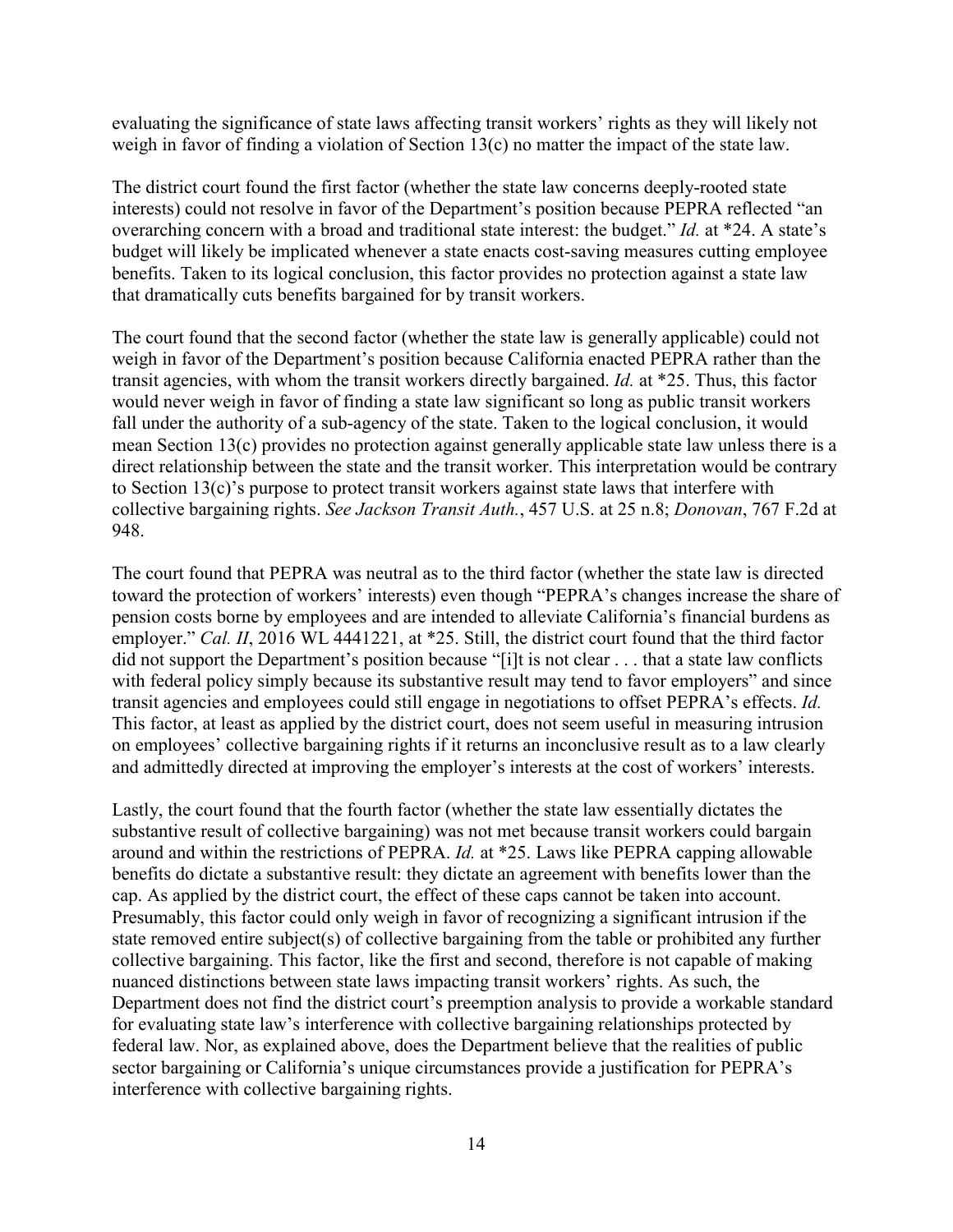evaluating the significance of state laws affecting transit workers' rights as they will likely not weigh in favor of finding a violation of Section 13(c) no matter the impact of the state law.

The district court found the first factor (whether the state law concerns deeply-rooted state interests) could not resolve in favor of the Department's position because PEPRA reflected "an overarching concern with a broad and traditional state interest: the budget." *Id.* at *24. A state's budget will likely be implicated whenever a state enacts cost-saving measures cutting employee benefits. Taken to its logical conclusion, this factor provides no protection against a state law that dramatically cuts benefits bargained for by transit workers.

The court found that the second factor (whether the state law is generally applicable) could not weigh in favor of the Department's position because California enacted PEPRA rather than the transit agencies, with whom the transit workers directly bargained. *Id.* at *25. Thus, this factor would never weigh in favor of finding a state law significant so long as public transit workers fall under the authority of a sub-agency of the state. Taken to the logical conclusion, it would mean Section 13(c) provides no protection against generally applicable state law unless there is a direct relationship between the state and the transit worker. This interpretation would be contrary to Section 13(c)'s purpose to protect transit workers against state laws that interfere with collective bargaining rights. *See Jackson Transit Auth.*, 457 U.S. at 25 n.8; *Donovan*, 767 F.2d at 948.

The court found that PEPRA was neutral as to the third factor (whether the state law is directed toward the protection of workers' interests) even though "PEPRA's changes increase the share of pension costs borne by employees and are intended to alleviate California's financial burdens as employer." *Cal. II*, 2016 WL 4441221, at *25. Still, the district court found that the third factor did not support the Department's position because "[i]t is not clear . . . that a state law conflicts with federal policy simply because its substantive result may tend to favor employers" and since transit agencies and employees could still engage in negotiations to offset PEPRA's effects. *Id.* This factor, at least as applied by the district court, does not seem useful in measuring intrusion on employees' collective bargaining rights if it returns an inconclusive result as to a law clearly and admittedly directed at improving the employer's interests at the cost of workers' interests.

Lastly, the court found that the fourth factor (whether the state law essentially dictates the substantive result of collective bargaining) was not met because transit workers could bargain around and within the restrictions of PEPRA. *Id.* at *25. Laws like PEPRA capping allowable benefits do dictate a substantive result: they dictate an agreement with benefits lower than the cap. As applied by the district court, the effect of these caps cannot be taken into account. Presumably, this factor could only weigh in favor of recognizing a significant intrusion if the state removed entire subject(s) of collective bargaining from the table or prohibited any further collective bargaining. This factor, like the first and second, therefore is not capable of making nuanced distinctions between state laws impacting transit workers' rights. As such, the Department does not find the district court's preemption analysis to provide a workable standard for evaluating state law's interference with collective bargaining relationships protected by federal law. Nor, as explained above, does the Department believe that the realities of public sector bargaining or California's unique circumstances provide a justification for PEPRA's interference with collective bargaining rights.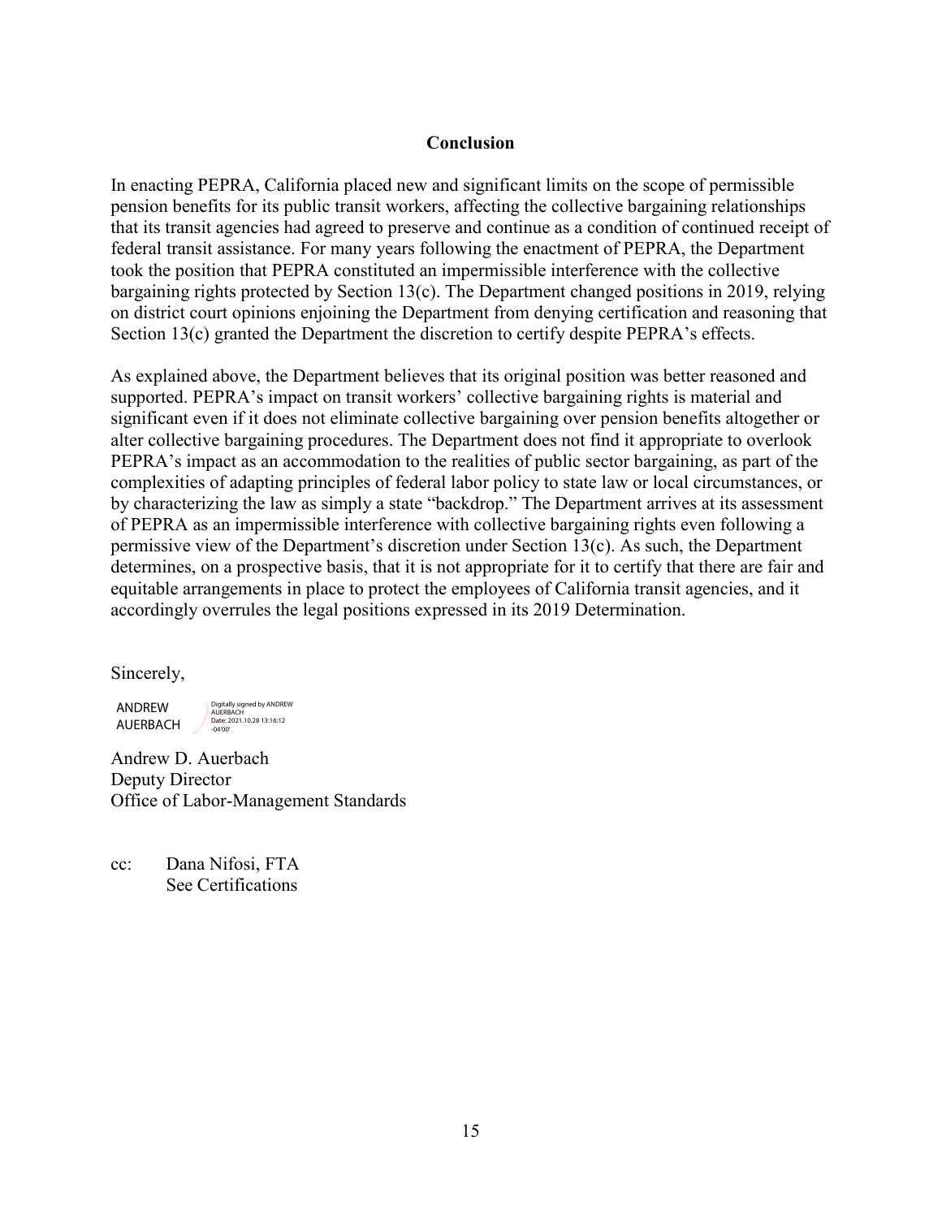## Conclusion

In enacting PEPRA, California placed new and significant limits on the scope of permissible pension benefits for its public transit workers, affecting the collective bargaining relationships that its transit agencies had agreed to preserve and continue as a condition of continued receipt of federal transit assistance. For many years following the enactment of PEPRA, the Department took the position that PEPRA constituted an impermissible interference with the collective bargaining rights protected by Section 13(c). The Department changed positions in 2019, relying on district court opinions enjoining the Department from denying certification and reasoning that Section 13(c) granted the Department the discretion to certify despite PEPRA's effects.

As explained above, the Department believes that its original position was better reasoned and supported. PEPRA's impact on transit workers' collective bargaining rights is material and significant even if it does not eliminate collective bargaining over pension benefits altogether or alter collective bargaining procedures. The Department does not find it appropriate to overlook PEPRA's impact as an accommodation to the realities of public sector bargaining, as part of the complexities of adapting principles of federal labor policy to state law or local circumstances, or by characterizing the law as simply a state "backdrop." The Department arrives at its assessment of PEPRA as an impermissible interference with collective bargaining rights even following a permissive view of the Department's discretion under Section 13(c). As such, the Department determines, on a prospective basis, that it is not appropriate for it to certify that there are fair and equitable arrangements in place to protect the employees of California transit agencies, and it accordingly overrules the legal positions expressed in its 2019 Determination.

Sincerely,

ANDREW AUERBACH

Digitally signed by ANDREW AUERBACH
Date: 2021.10.28 13:16:12 -04'00'

Andrew D. Auerbach
Deputy Director
Office of Labor-Management Standards

cc: Dana Nifosi, FTA
See Certifications